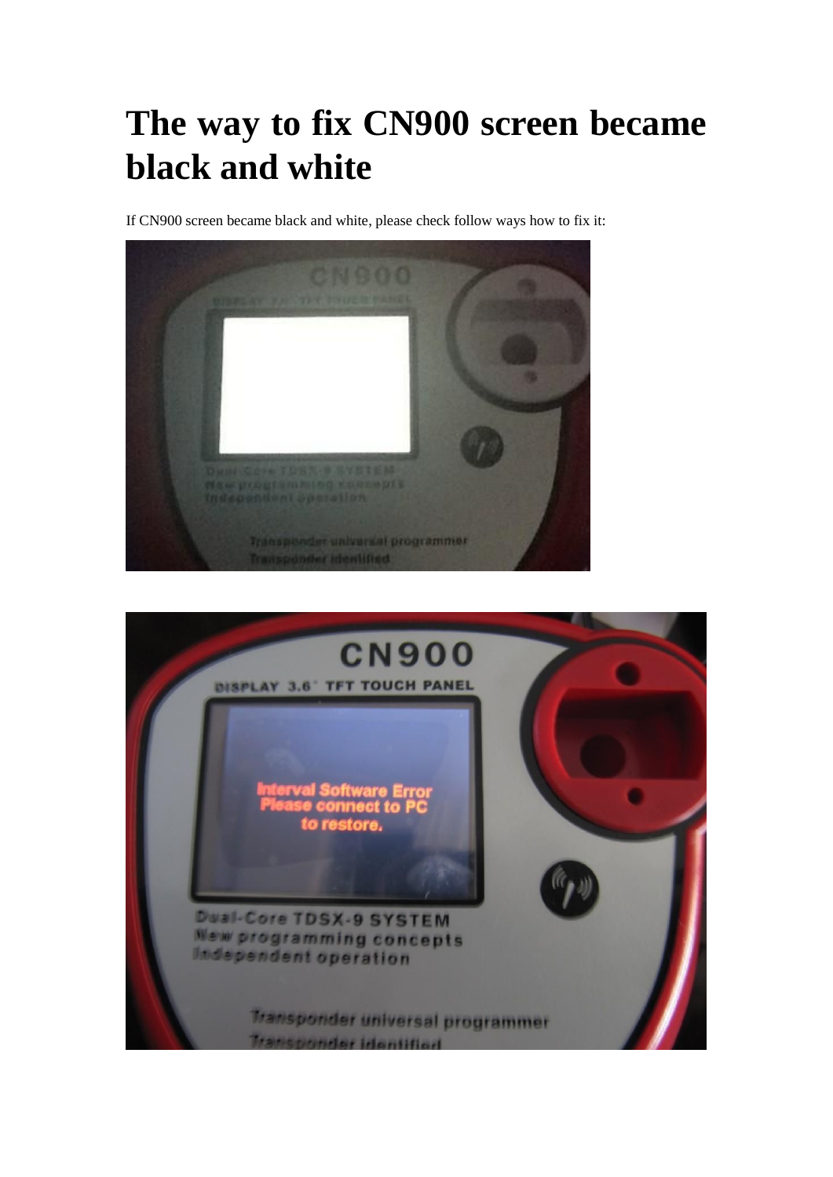# The way to fix CN900 screen became black and white

If CN900 screen became black and white, please check follow ways how to fix it: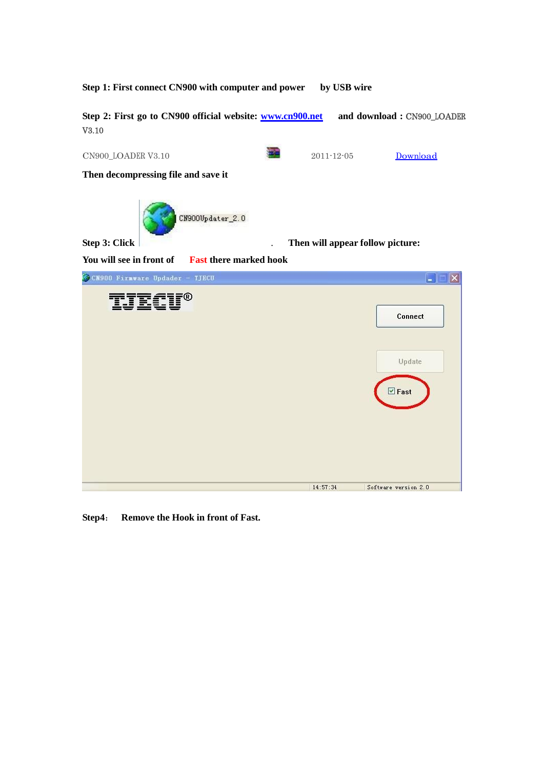**Step 1: First connect CN900 with computer and power by USB wire**

**Step 2: First go to CN900 official website: [www.cn900.net](www.cn900.net) and download :** CN900_LOADER V3.10

CN900_LOADER V3.10 2011-12-05 Download

**Then decompressing file and save it**

**Step 3: Click** CN900Updater_2.0 . **Then will appear follow picture:**

**You will see in front of Fast there marked hook**

CN900 Firmware Updader - TJECU

TJECU®

Connect

Update

☑ Fast

14:57:34 Software version 2.0

**Step4: Remove the Hook in front of Fast.**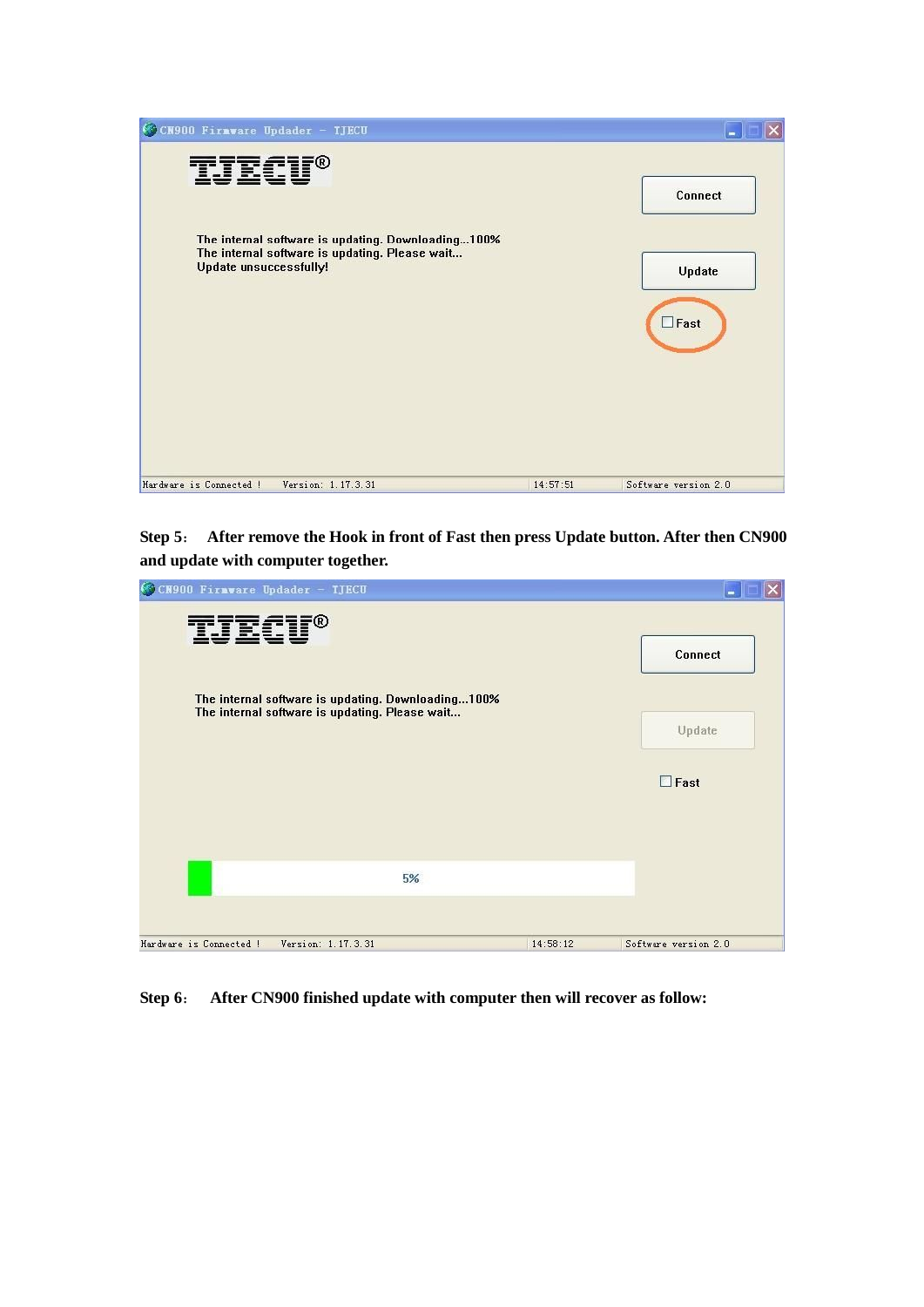CN900 Firmware Updader - TJECU

TJECU®

Connect

The internal software is updating. Downloading...100%
The internal software is updating. Please wait...
Update unsuccessfully!

Update

☐ Fast

Hardware is Connected ! Version: 1.17.3.31 14:57:51 Software version 2.0

**Step 5: After remove the Hook in front of Fast then press Update button. After then CN900 and update with computer together.**

CN900 Firmware Updader - TJECU

TJECU®

Connect

The internal software is updating. Downloading...100%
The internal software is updating. Please wait...

Update

☐ Fast

5%

Hardware is Connected ! Version: 1.17.3.31 14:58:12 Software version 2.0

**Step 6: After CN900 finished update with computer then will recover as follow:**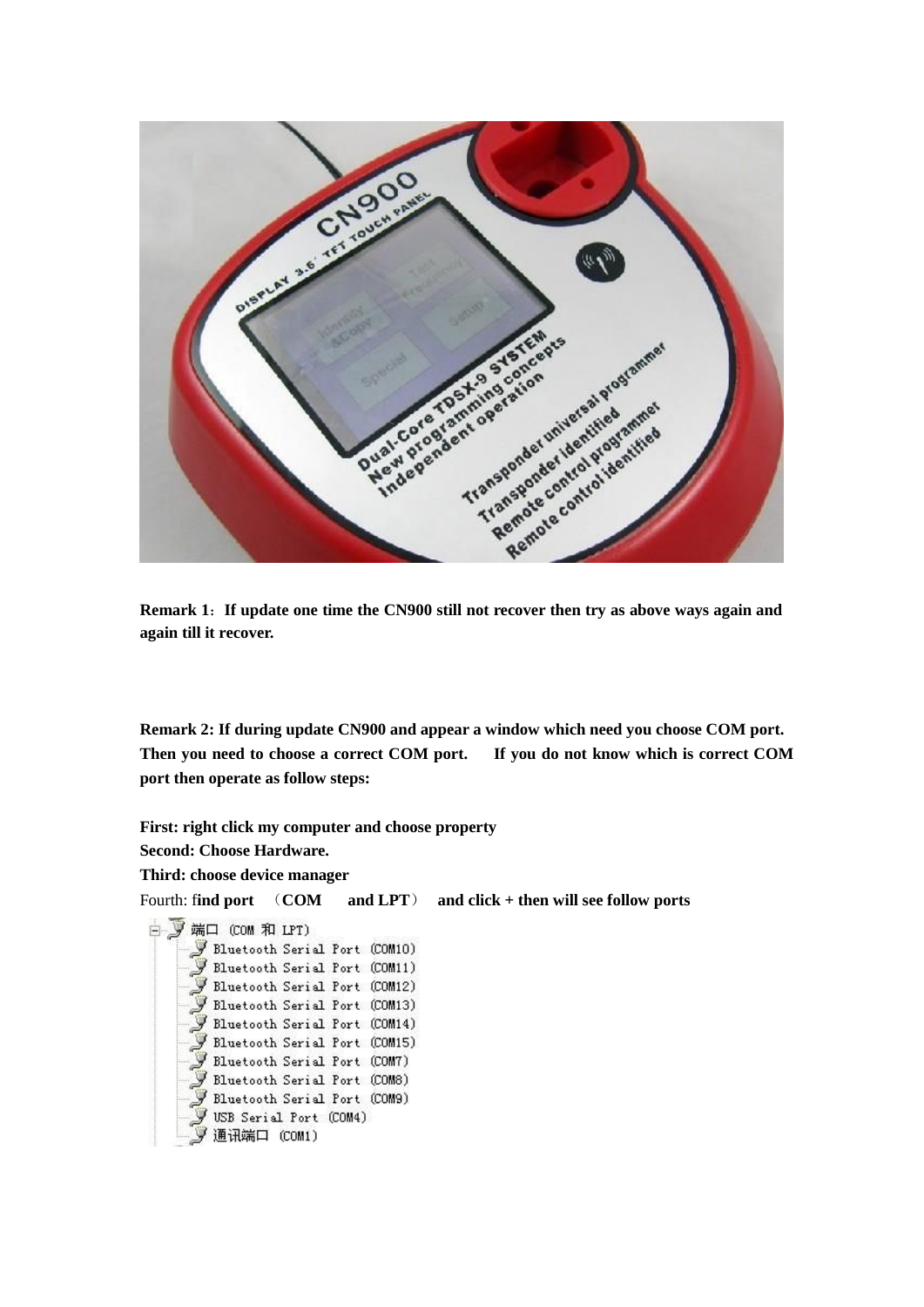**Remark 1**：**If update one time the CN900 still not recover then try as above ways again and again till it recover.**

**Remark 2: If during update CN900 and appear a window which need you choose COM port. Then you need to choose a correct COM port.　If you do not know which is correct COM port then operate as follow steps:**

**First: right click my computer and choose property**

**Second: Choose Hardware.**

**Third: choose device manager**

Fourth: f**ind port** （**COM　and LPT**） **and click + then will see follow ports**

```
端口 (COM 和 LPT)
    Bluetooth Serial Port (COM10)
    Bluetooth Serial Port (COM11)
    Bluetooth Serial Port (COM12)
    Bluetooth Serial Port (COM13)
    Bluetooth Serial Port (COM14)
    Bluetooth Serial Port (COM15)
    Bluetooth Serial Port (COM7)
    Bluetooth Serial Port (COM8)
    Bluetooth Serial Port (COM9)
    USB Serial Port (COM4)
    通讯端口 (COM1)
```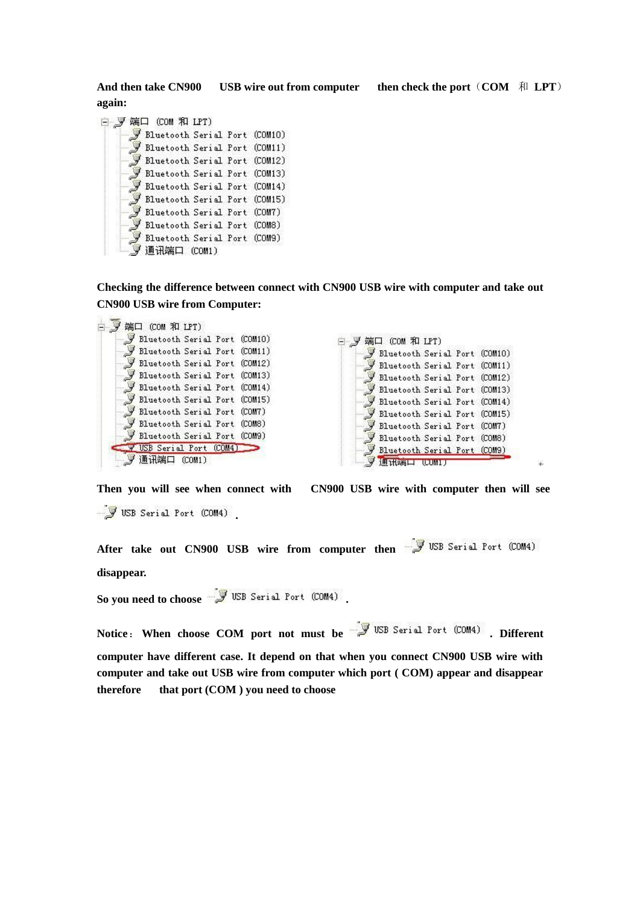**And then take CN900 USB wire out from computer then check the port（COM 和 LPT） again:**

端口 (COM 和 LPT)
Bluetooth Serial Port (COM10)
Bluetooth Serial Port (COM11)
Bluetooth Serial Port (COM12)
Bluetooth Serial Port (COM13)
Bluetooth Serial Port (COM14)
Bluetooth Serial Port (COM15)
Bluetooth Serial Port (COM7)
Bluetooth Serial Port (COM8)
Bluetooth Serial Port (COM9)
通讯端口 (COM1)

**Checking the difference between connect with CN900 USB wire with computer and take out CN900 USB wire from Computer:**

端口 (COM 和 LPT)
Bluetooth Serial Port (COM10)
Bluetooth Serial Port (COM11)
Bluetooth Serial Port (COM12)
Bluetooth Serial Port (COM13)
Bluetooth Serial Port (COM14)
Bluetooth Serial Port (COM15)
Bluetooth Serial Port (COM7)
Bluetooth Serial Port (COM8)
Bluetooth Serial Port (COM9)
USB Serial Port (COM4)
通讯端口 (COM1)

端口 (COM 和 LPT)
Bluetooth Serial Port (COM10)
Bluetooth Serial Port (COM11)
Bluetooth Serial Port (COM12)
Bluetooth Serial Port (COM13)
Bluetooth Serial Port (COM14)
Bluetooth Serial Port (COM15)
Bluetooth Serial Port (COM7)
Bluetooth Serial Port (COM8)
Bluetooth Serial Port (COM9)
通讯端口 (COM1)

**Then you will see when connect with CN900 USB wire with computer then will see USB Serial Port (COM4) .**

**After take out CN900 USB wire from computer then USB Serial Port (COM4) disappear.**

**So you need to choose USB Serial Port (COM4) .**

**Notice: When choose COM port not must be USB Serial Port (COM4) . Different computer have different case. It depend on that when you connect CN900 USB wire with computer and take out USB wire from computer which port ( COM) appear and disappear therefore that port (COM ) you need to choose**